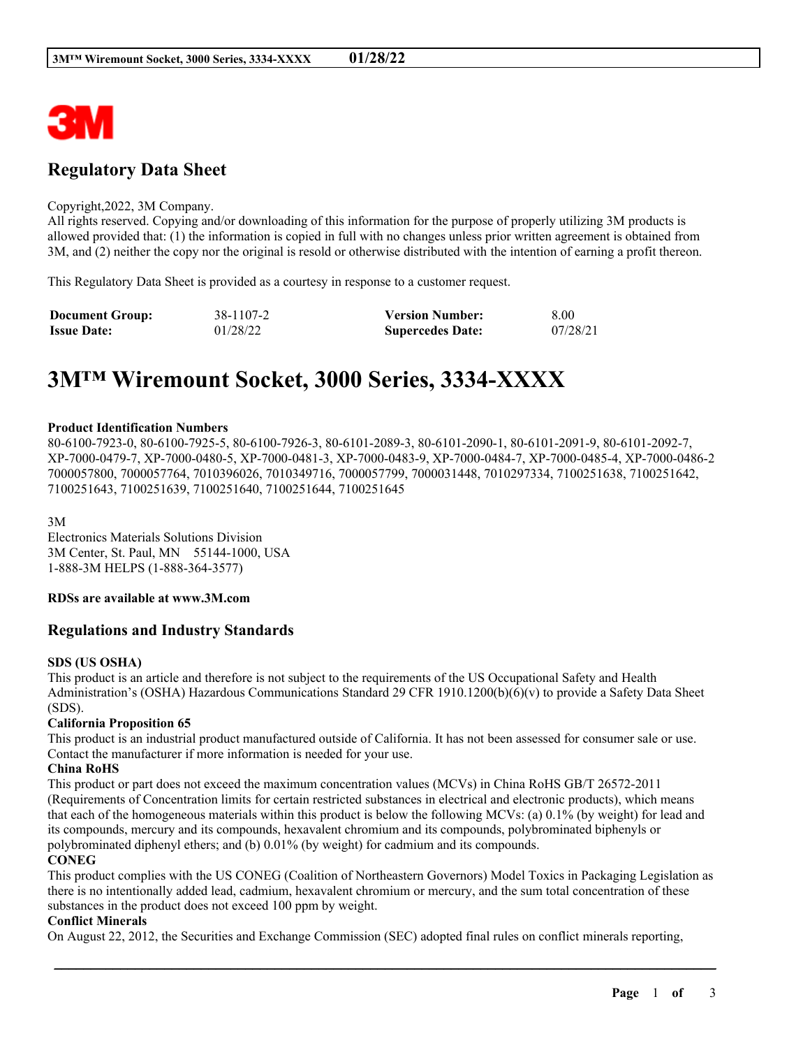## Regulatory Data Sheet

Copyright,2022, 3M Company.
All rights reserved. Copying and/or downloading of this information for the purpose of properly utilizing 3M products is allowed provided that: (1) the information is copied in full with no changes unless prior written agreement is obtained from 3M, and (2) neither the copy nor the original is resold or otherwise distributed with the intention of earning a profit thereon.

This Regulatory Data Sheet is provided as a courtesy in response to a customer request.

| | | | |
|---|---|---|---|
| **Document Group:** | 38-1107-2 | **Version Number:** | 8.00 |
| **Issue Date:** | 01/28/22 | **Supercedes Date:** | 07/28/21 |

# 3M™ Wiremount Socket, 3000 Series, 3334-XXXX

**Product Identification Numbers**
80-6100-7923-0, 80-6100-7925-5, 80-6100-7926-3, 80-6101-2089-3, 80-6101-2090-1, 80-6101-2091-9, 80-6101-2092-7, XP-7000-0479-7, XP-7000-0480-5, XP-7000-0481-3, XP-7000-0483-9, XP-7000-0484-7, XP-7000-0485-4, XP-7000-0486-2 7000057800, 7000057764, 7010396026, 7010349716, 7000057799, 7000031448, 7010297334, 7100251638, 7100251642, 7100251643, 7100251639, 7100251640, 7100251644, 7100251645

3M
Electronics Materials Solutions Division
3M Center, St. Paul, MN 55144-1000, USA
1-888-3M HELPS (1-888-364-3577)

**RDSs are available at www.3M.com**

## Regulations and Industry Standards

**SDS (US OSHA)**
This product is an article and therefore is not subject to the requirements of the US Occupational Safety and Health Administration's (OSHA) Hazardous Communications Standard 29 CFR 1910.1200(b)(6)(v) to provide a Safety Data Sheet (SDS).

**California Proposition 65**
This product is an industrial product manufactured outside of California. It has not been assessed for consumer sale or use. Contact the manufacturer if more information is needed for your use.

**China RoHS**
This product or part does not exceed the maximum concentration values (MCVs) in China RoHS GB/T 26572-2011 (Requirements of Concentration limits for certain restricted substances in electrical and electronic products), which means that each of the homogeneous materials within this product is below the following MCVs: (a) 0.1% (by weight) for lead and its compounds, mercury and its compounds, hexavalent chromium and its compounds, polybrominated biphenyls or polybrominated diphenyl ethers; and (b) 0.01% (by weight) for cadmium and its compounds.

**CONEG**
This product complies with the US CONEG (Coalition of Northeastern Governors) Model Toxics in Packaging Legislation as there is no intentionally added lead, cadmium, hexavalent chromium or mercury, and the sum total concentration of these substances in the product does not exceed 100 ppm by weight.

**Conflict Minerals**
On August 22, 2012, the Securities and Exchange Commission (SEC) adopted final rules on conflict minerals reporting,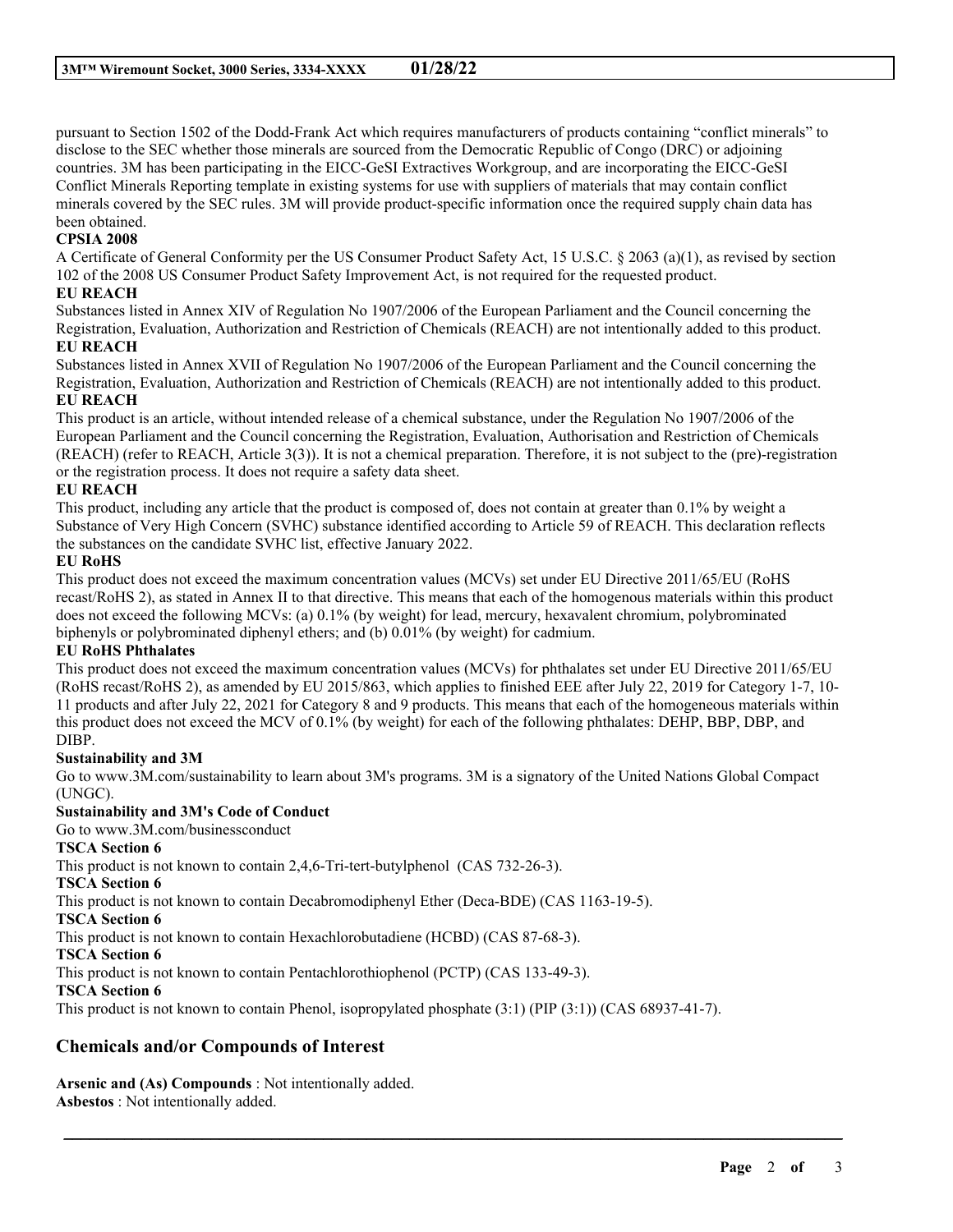pursuant to Section 1502 of the Dodd-Frank Act which requires manufacturers of products containing "conflict minerals" to disclose to the SEC whether those minerals are sourced from the Democratic Republic of Congo (DRC) or adjoining countries. 3M has been participating in the EICC-GeSI Extractives Workgroup, and are incorporating the EICC-GeSI Conflict Minerals Reporting template in existing systems for use with suppliers of materials that may contain conflict minerals covered by the SEC rules. 3M will provide product-specific information once the required supply chain data has been obtained.

**CPSIA 2008**

A Certificate of General Conformity per the US Consumer Product Safety Act, 15 U.S.C. § 2063 (a)(1), as revised by section 102 of the 2008 US Consumer Product Safety Improvement Act, is not required for the requested product.

**EU REACH**

Substances listed in Annex XIV of Regulation No 1907/2006 of the European Parliament and the Council concerning the Registration, Evaluation, Authorization and Restriction of Chemicals (REACH) are not intentionally added to this product.

**EU REACH**

Substances listed in Annex XVII of Regulation No 1907/2006 of the European Parliament and the Council concerning the Registration, Evaluation, Authorization and Restriction of Chemicals (REACH) are not intentionally added to this product.

**EU REACH**

This product is an article, without intended release of a chemical substance, under the Regulation No 1907/2006 of the European Parliament and the Council concerning the Registration, Evaluation, Authorisation and Restriction of Chemicals (REACH) (refer to REACH, Article 3(3)). It is not a chemical preparation. Therefore, it is not subject to the (pre)-registration or the registration process. It does not require a safety data sheet.

**EU REACH**

This product, including any article that the product is composed of, does not contain at greater than 0.1% by weight a Substance of Very High Concern (SVHC) substance identified according to Article 59 of REACH. This declaration reflects the substances on the candidate SVHC list, effective January 2022.

**EU RoHS**

This product does not exceed the maximum concentration values (MCVs) set under EU Directive 2011/65/EU (RoHS recast/RoHS 2), as stated in Annex II to that directive. This means that each of the homogenous materials within this product does not exceed the following MCVs: (a) 0.1% (by weight) for lead, mercury, hexavalent chromium, polybrominated biphenyls or polybrominated diphenyl ethers; and (b) 0.01% (by weight) for cadmium.

**EU RoHS Phthalates**

This product does not exceed the maximum concentration values (MCVs) for phthalates set under EU Directive 2011/65/EU (RoHS recast/RoHS 2), as amended by EU 2015/863, which applies to finished EEE after July 22, 2019 for Category 1-7, 10-11 products and after July 22, 2021 for Category 8 and 9 products. This means that each of the homogeneous materials within this product does not exceed the MCV of 0.1% (by weight) for each of the following phthalates: DEHP, BBP, DBP, and DIBP.

**Sustainability and 3M**

Go to www.3M.com/sustainability to learn about 3M's programs. 3M is a signatory of the United Nations Global Compact (UNGC).

**Sustainability and 3M's Code of Conduct**

Go to www.3M.com/businessconduct

**TSCA Section 6**

This product is not known to contain 2,4,6-Tri-tert-butylphenol (CAS 732-26-3).

**TSCA Section 6**

This product is not known to contain Decabromodiphenyl Ether (Deca-BDE) (CAS 1163-19-5).

**TSCA Section 6**

This product is not known to contain Hexachlorobutadiene (HCBD) (CAS 87-68-3).

**TSCA Section 6**

This product is not known to contain Pentachlorothiophenol (PCTP) (CAS 133-49-3).

**TSCA Section 6**

This product is not known to contain Phenol, isopropylated phosphate (3:1) (PIP (3:1)) (CAS 68937-41-7).

## Chemicals and/or Compounds of Interest

**Arsenic and (As) Compounds** : Not intentionally added.
**Asbestos** : Not intentionally added.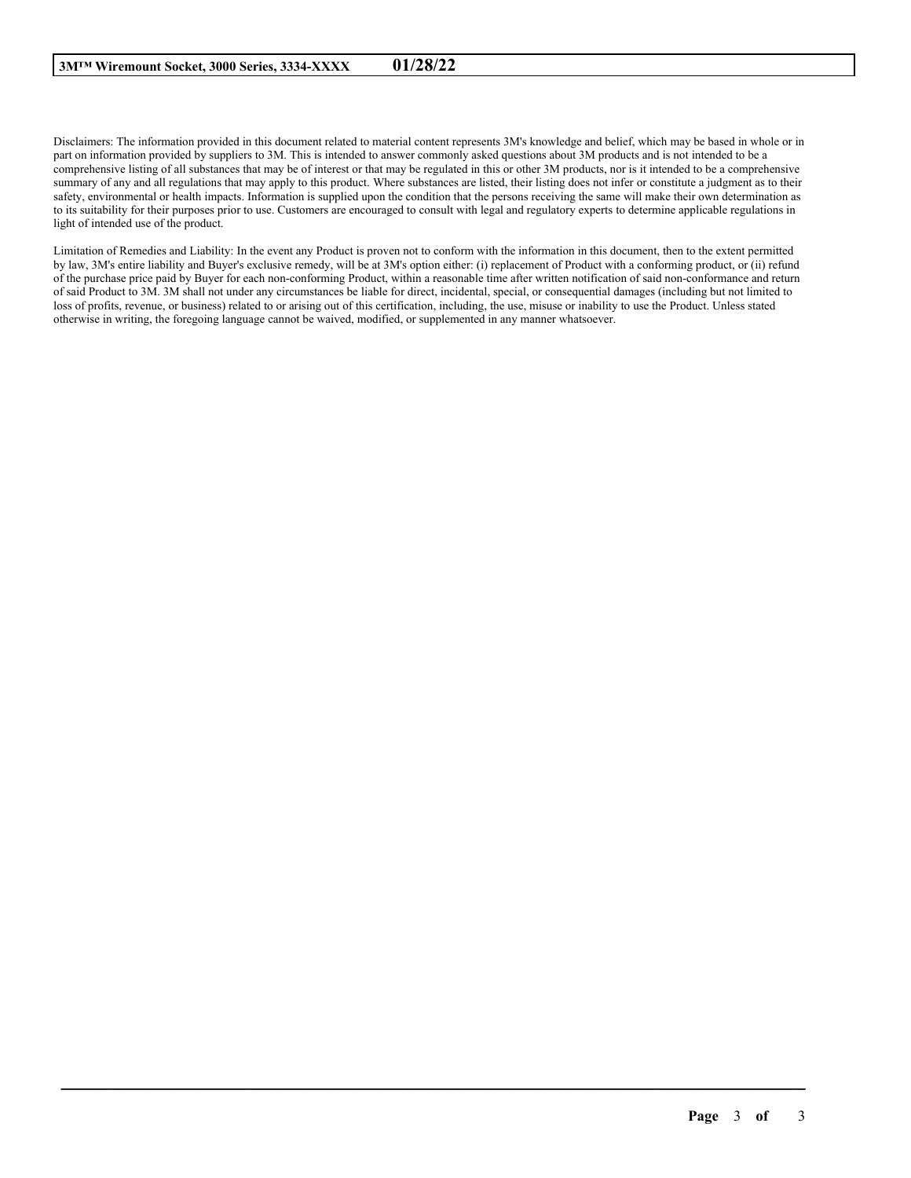Disclaimers: The information provided in this document related to material content represents 3M's knowledge and belief, which may be based in whole or in part on information provided by suppliers to 3M. This is intended to answer commonly asked questions about 3M products and is not intended to be a comprehensive listing of all substances that may be of interest or that may be regulated in this or other 3M products, nor is it intended to be a comprehensive summary of any and all regulations that may apply to this product. Where substances are listed, their listing does not infer or constitute a judgment as to their safety, environmental or health impacts. Information is supplied upon the condition that the persons receiving the same will make their own determination as to its suitability for their purposes prior to use. Customers are encouraged to consult with legal and regulatory experts to determine applicable regulations in light of intended use of the product.

Limitation of Remedies and Liability: In the event any Product is proven not to conform with the information in this document, then to the extent permitted by law, 3M's entire liability and Buyer's exclusive remedy, will be at 3M's option either: (i) replacement of Product with a conforming product, or (ii) refund of the purchase price paid by Buyer for each non-conforming Product, within a reasonable time after written notification of said non-conformance and return of said Product to 3M. 3M shall not under any circumstances be liable for direct, incidental, special, or consequential damages (including but not limited to loss of profits, revenue, or business) related to or arising out of this certification, including, the use, misuse or inability to use the Product. Unless stated otherwise in writing, the foregoing language cannot be waived, modified, or supplemented in any manner whatsoever.